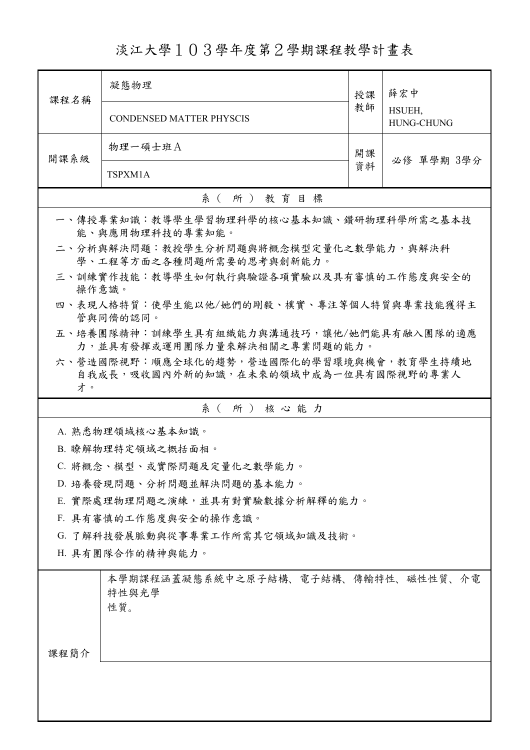# 淡江大學１０３學年度第２學期課程教學計畫表

| 課程名稱 | 凝態物理 | 授課教師 | 薛宏中 |
|---|---|---|---|
| | CONDENSED MATTER PHYSCIS | | HSUEH, HUNG-CHUNG |
| 開課系級 | 物理一碩士班Ａ | 開課資料 | 必修 單學期 3學分 |
| | TSPXM1A | | |

## 系（所）教育目標

一、傳授專業知識：教導學生學習物理科學的核心基本知識、鑽研物理科學所需之基本技能、與應用物理科技的專業知能。

二、分析與解決問題：教授學生分析問題與將概念模型定量化之數學能力，與解決科學、工程等方面之各種問題所需要的思考與創新能力。

三、訓練實作技能：教導學生如何執行與驗證各項實驗以及具有審慎的工作態度與安全的操作意識。

四、表現人格特質：使學生能以他/她們的剛毅、樸實、專注等個人特質與專業技能獲得主管與同儕的認同。

五、培養團隊精神：訓練學生具有組織能力與溝通技巧，讓他/她們能具有融入團隊的適應力，並具有發揮或運用團隊力量來解決相關之專業問題的能力。

六、營造國際視野：順應全球化的趨勢，營造國際化的學習環境與機會，教育學生持續地自我成長，吸收國內外新的知識，在未來的領域中成為一位具有國際視野的專業人才。

## 系（所）核心能力

A. 熟悉物理領域核心基本知識。

B. 瞭解物理特定領域之概括面相。

C. 將概念、模型、或實際問題及定量化之數學能力。

D. 培養發現問題、分析問題並解決問題的基本能力。

E. 實際處理物理問題之演練，並具有對實驗數據分析解釋的能力。

F. 具有審慎的工作態度與安全的操作意識。

G. 了解科技發展脈動與從事專業工作所需其它領域知識及技術。

H. 具有團隊合作的精神與能力。

## 課程簡介

本學期課程涵蓋凝態系統中之原子結構、電子結構、傳輸特性、磁性性質、介電特性與光學性質。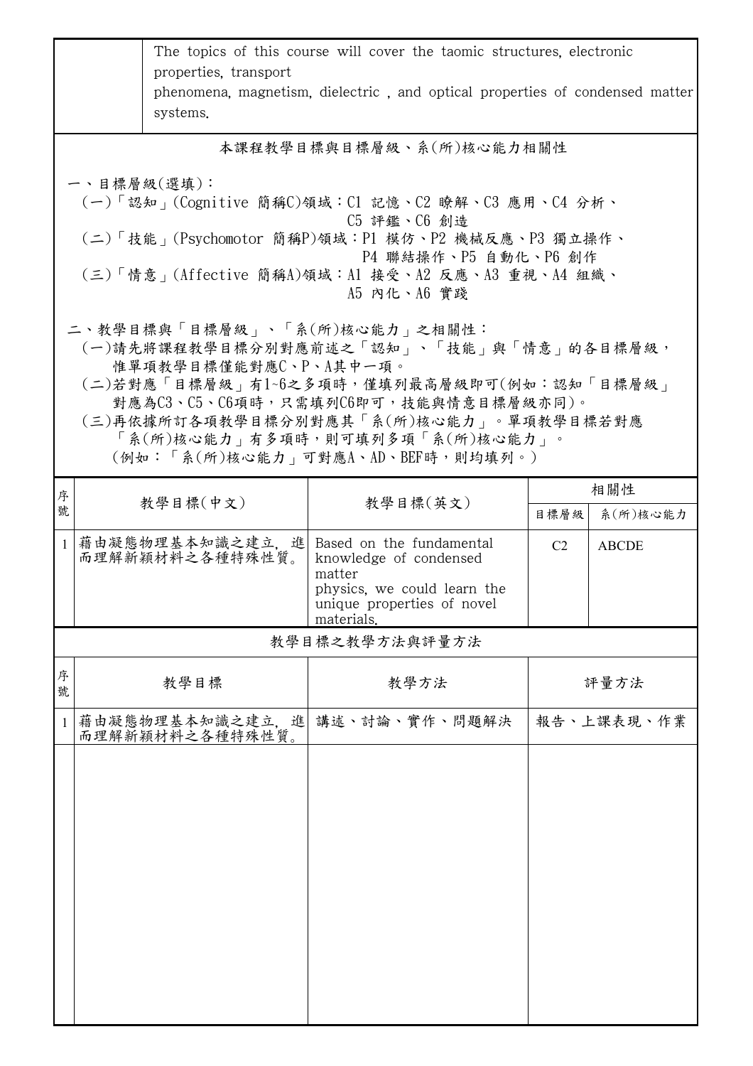| | The topics of this course will cover the taomic structures, electronic properties, transport phenomena, magnetism, dielectric , and optical properties of condensed matter systems. |
|---|---|

## 本課程教學目標與目標層級、系(所)核心能力相關性

一、目標層級(選填)：

(一)「認知」(Cognitive 簡稱C)領域：C1 記憶、C2 瞭解、C3 應用、C4 分析、C5 評鑑、C6 創造

(二)「技能」(Psychomotor 簡稱P)領域：P1 模仿、P2 機械反應、P3 獨立操作、P4 聯結操作、P5 自動化、P6 創作

(三)「情意」(Affective 簡稱A)領域：A1 接受、A2 反應、A3 重視、A4 組織、A5 內化、A6 實踐

二、教學目標與「目標層級」、「系(所)核心能力」之相關性：

(一)請先將課程教學目標分別對應前述之「認知」、「技能」與「情意」的各目標層級，惟單項教學目標僅能對應C、P、A其中一項。

(二)若對應「目標層級」有1~6之多項時，僅填列最高層級即可(例如：認知「目標層級」對應為C3、C5、C6項時，只需填列C6即可，技能與情意目標層級亦同)。

(三)再依據所訂各項教學目標分別對應其「系(所)核心能力」。單項教學目標若對應「系(所)核心能力」有多項時，則可填列多項「系(所)核心能力」。(例如：「系(所)核心能力」可對應A、AD、BEF時，則均填列。)

| 序號 | 教學目標(中文) | 教學目標(英文) | 相關性 | |
|---|---|---|---|---|
| | | | 目標層級 | 系(所)核心能力 |
| 1 | 藉由凝態物理基本知識之建立，進而理解新穎材料之各種特殊性質。 | Based on the fundamental knowledge of condensed matter physics, we could learn the unique properties of novel materials. | C2 | ABCDE |

## 教學目標之教學方法與評量方法

| 序號 | 教學目標 | 教學方法 | 評量方法 |
|---|---|---|---|
| 1 | 藉由凝態物理基本知識之建立，進而理解新穎材料之各種特殊性質。 | 講述、討論、實作、問題解決 | 報告、上課表現、作業 |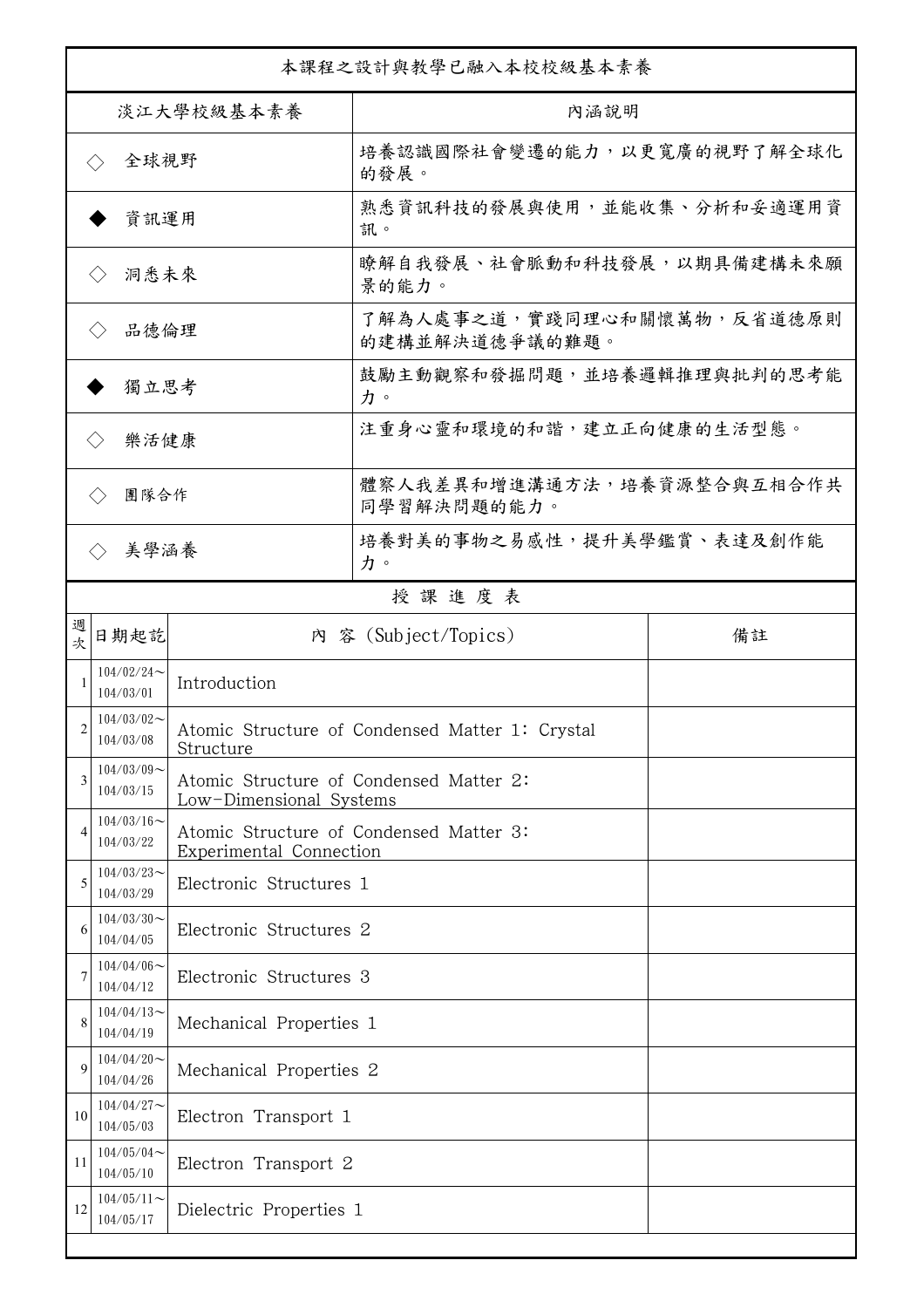| 本課程之設計與教學已融入本校校級基本素養 | |
|---|---|
| 淡江大學校級基本素養 | 內涵說明 |
| ◇ 全球視野 | 培養認識國際社會變遷的能力，以更寬廣的視野了解全球化的發展。 |
| ◆ 資訊運用 | 熟悉資訊科技的發展與使用，並能收集、分析和妥適運用資訊。 |
| ◇ 洞悉未來 | 瞭解自我發展、社會脈動和科技發展，以期具備建構未來願景的能力。 |
| ◇ 品德倫理 | 了解為人處事之道，實踐同理心和關懷萬物，反省道德原則的建構並解決道德爭議的難題。 |
| ◆ 獨立思考 | 鼓勵主動觀察和發掘問題，並培養邏輯推理與批判的思考能力。 |
| ◇ 樂活健康 | 注重身心靈和環境的和諧，建立正向健康的生活型態。 |
| ◇ 團隊合作 | 體察人我差異和增進溝通方法，培養資源整合與互相合作共同學習解決問題的能力。 |
| ◇ 美學涵養 | 培養對美的事物之易感性，提升美學鑑賞、表達及創作能力。 |

授 課 進 度 表

| 週次 | 日期起訖 | 內 容 (Subject/Topics) | 備註 |
|---|---|---|---|
| 1 | 104/02/24～104/03/01 | Introduction | |
| 2 | 104/03/02～104/03/08 | Atomic Structure of Condensed Matter 1: Crystal Structure | |
| 3 | 104/03/09～104/03/15 | Atomic Structure of Condensed Matter 2: Low-Dimensional Systems | |
| 4 | 104/03/16～104/03/22 | Atomic Structure of Condensed Matter 3: Experimental Connection | |
| 5 | 104/03/23～104/03/29 | Electronic Structures 1 | |
| 6 | 104/03/30～104/04/05 | Electronic Structures 2 | |
| 7 | 104/04/06～104/04/12 | Electronic Structures 3 | |
| 8 | 104/04/13～104/04/19 | Mechanical Properties 1 | |
| 9 | 104/04/20～104/04/26 | Mechanical Properties 2 | |
| 10 | 104/04/27～104/05/03 | Electron Transport 1 | |
| 11 | 104/05/04～104/05/10 | Electron Transport 2 | |
| 12 | 104/05/11～104/05/17 | Dielectric Properties 1 | |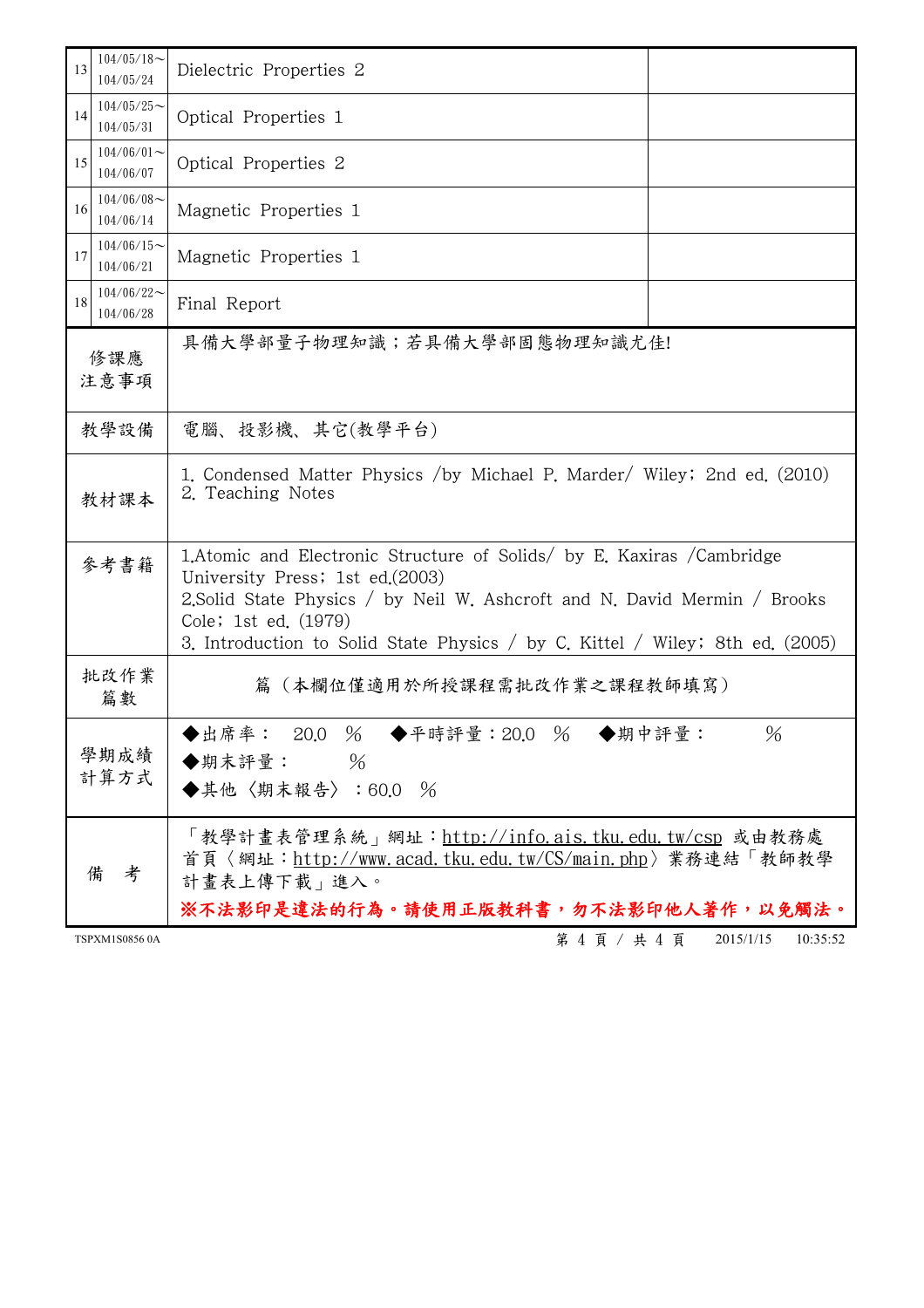| | | | |
|---|---|---|---|
| 13 | 104/05/18～104/05/24 | Dielectric Properties 2 | |
| 14 | 104/05/25～104/05/31 | Optical Properties 1 | |
| 15 | 104/06/01～104/06/07 | Optical Properties 2 | |
| 16 | 104/06/08～104/06/14 | Magnetic Properties 1 | |
| 17 | 104/06/15～104/06/21 | Magnetic Properties 1 | |
| 18 | 104/06/22～104/06/28 | Final Report | |

| | |
|---|---|
| 修課應注意事項 | 具備大學部量子物理知識；若具備大學部固態物理知識尤佳! |
| 教學設備 | 電腦、投影機、其它(教學平台) |
| 教材課本 | 1. Condensed Matter Physics /by Michael P. Marder/ Wiley; 2nd ed. (2010)<br>2. Teaching Notes |
| 參考書籍 | 1.Atomic and Electronic Structure of Solids/ by E. Kaxiras /Cambridge University Press; 1st ed.(2003)<br>2.Solid State Physics / by Neil W. Ashcroft and N. David Mermin / Brooks Cole; 1st ed. (1979)<br>3. Introduction to Solid State Physics / by C. Kittel / Wiley; 8th ed. (2005) |
| 批改作業篇數 | 篇（本欄位僅適用於所授課程需批改作業之課程教師填寫） |
| 學期成績計算方式 | ◆出席率： 20.0 ％ ◆平時評量：20.0 ％ ◆期中評量： ％<br>◆期末評量： ％<br>◆其他〈期末報告〉：60.0 ％ |
| 備　考 | 「教學計畫表管理系統」網址：http://info.ais.tku.edu.tw/csp 或由教務處首頁〈網址：http://www.acad.tku.edu.tw/CS/main.php〉業務連結「教師教學計畫表上傳下載」進入。<br>**※不法影印是違法的行為。請使用正版教科書，勿不法影印他人著作，以免觸法。** |

TSPXM1S0856 0A　　2015/1/15　10:35:52